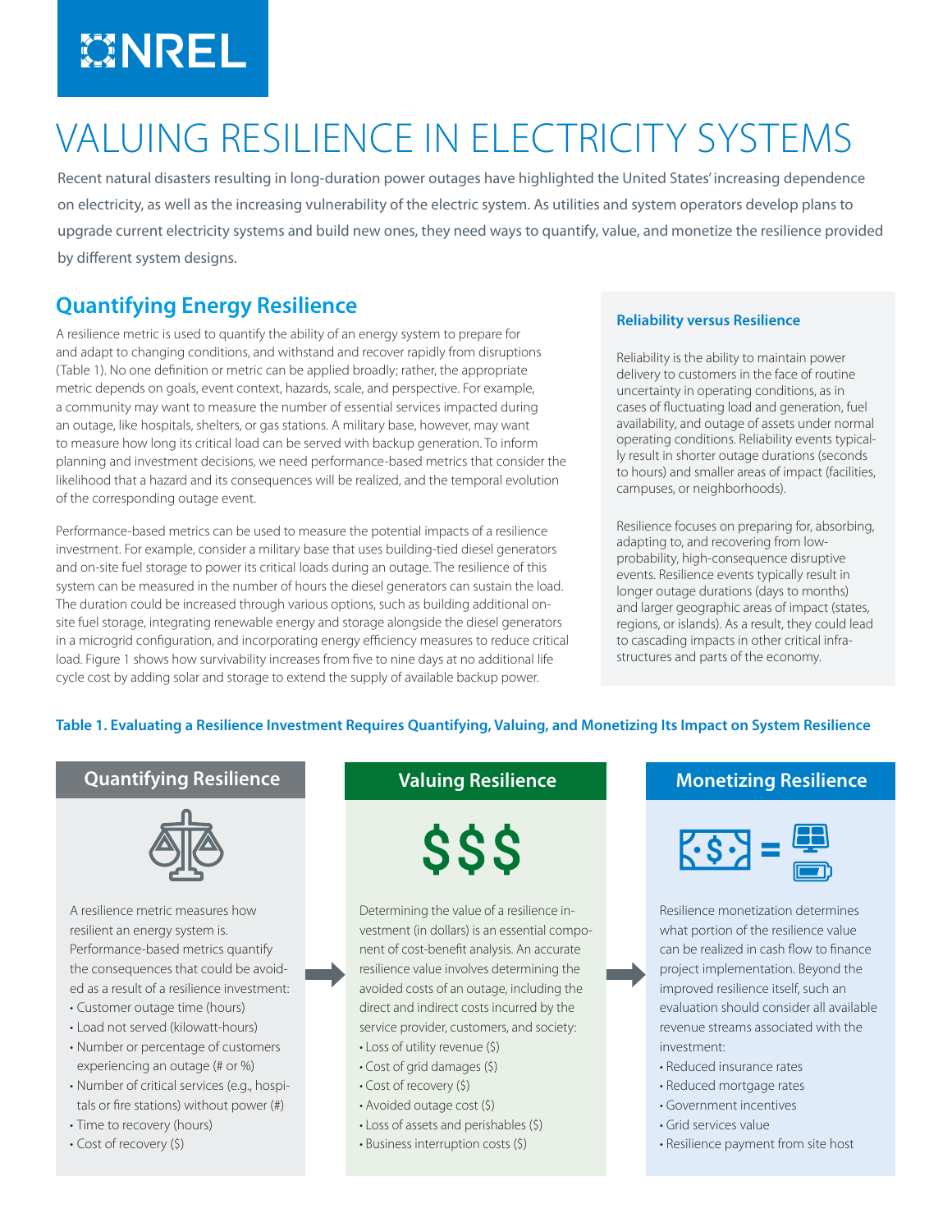# VALUING RESILIENCE IN ELECTRICITY SYSTEMS

Recent natural disasters resulting in long-duration power outages have highlighted the United States' increasing dependence on electricity, as well as the increasing vulnerability of the electric system. As utilities and system operators develop plans to upgrade current electricity systems and build new ones, they need ways to quantify, value, and monetize the resilience provided by different system designs.

## Quantifying Energy Resilience

A resilience metric is used to quantify the ability of an energy system to prepare for and adapt to changing conditions, and withstand and recover rapidly from disruptions (Table 1). No one definition or metric can be applied broadly; rather, the appropriate metric depends on goals, event context, hazards, scale, and perspective. For example, a community may want to measure the number of essential services impacted during an outage, like hospitals, shelters, or gas stations. A military base, however, may want to measure how long its critical load can be served with backup generation. To inform planning and investment decisions, we need performance-based metrics that consider the likelihood that a hazard and its consequences will be realized, and the temporal evolution of the corresponding outage event.

Performance-based metrics can be used to measure the potential impacts of a resilience investment. For example, consider a military base that uses building-tied diesel generators and on-site fuel storage to power its critical loads during an outage. The resilience of this system can be measured in the number of hours the diesel generators can sustain the load. The duration could be increased through various options, such as building additional on-site fuel storage, integrating renewable energy and storage alongside the diesel generators in a microgrid configuration, and incorporating energy efficiency measures to reduce critical load. Figure 1 shows how survivability increases from five to nine days at no additional life cycle cost by adding solar and storage to extend the supply of available backup power.

### Reliability versus Resilience

Reliability is the ability to maintain power delivery to customers in the face of routine uncertainty in operating conditions, as in cases of fluctuating load and generation, fuel availability, and outage of assets under normal operating conditions. Reliability events typically result in shorter outage durations (seconds to hours) and smaller areas of impact (facilities, campuses, or neighborhoods).

Resilience focuses on preparing for, absorbing, adapting to, and recovering from low-probability, high-consequence disruptive events. Resilience events typically result in longer outage durations (days to months) and larger geographic areas of impact (states, regions, or islands). As a result, they could lead to cascading impacts in other critical infrastructures and parts of the economy.

**Table 1. Evaluating a Resilience Investment Requires Quantifying, Valuing, and Monetizing Its Impact on System Resilience**

### Quantifying Resilience

A resilience metric measures how resilient an energy system is. Performance-based metrics quantify the consequences that could be avoided as a result of a resilience investment:

- Customer outage time (hours)
- Load not served (kilowatt-hours)
- Number or percentage of customers experiencing an outage (# or %)
- Number of critical services (e.g., hospitals or fire stations) without power (#)
- Time to recovery (hours)
- Cost of recovery ($)

### Valuing Resilience

Determining the value of a resilience investment (in dollars) is an essential component of cost-benefit analysis. An accurate resilience value involves determining the avoided costs of an outage, including the direct and indirect costs incurred by the service provider, customers, and society:

- Loss of utility revenue ($)
- Cost of grid damages ($)
- Cost of recovery ($)
- Avoided outage cost ($)
- Loss of assets and perishables ($)
- Business interruption costs ($)

### Monetizing Resilience

Resilience monetization determines what portion of the resilience value can be realized in cash flow to finance project implementation. Beyond the improved resilience itself, such an evaluation should consider all available revenue streams associated with the investment:

- Reduced insurance rates
- Reduced mortgage rates
- Government incentives
- Grid services value
- Resilience payment from site host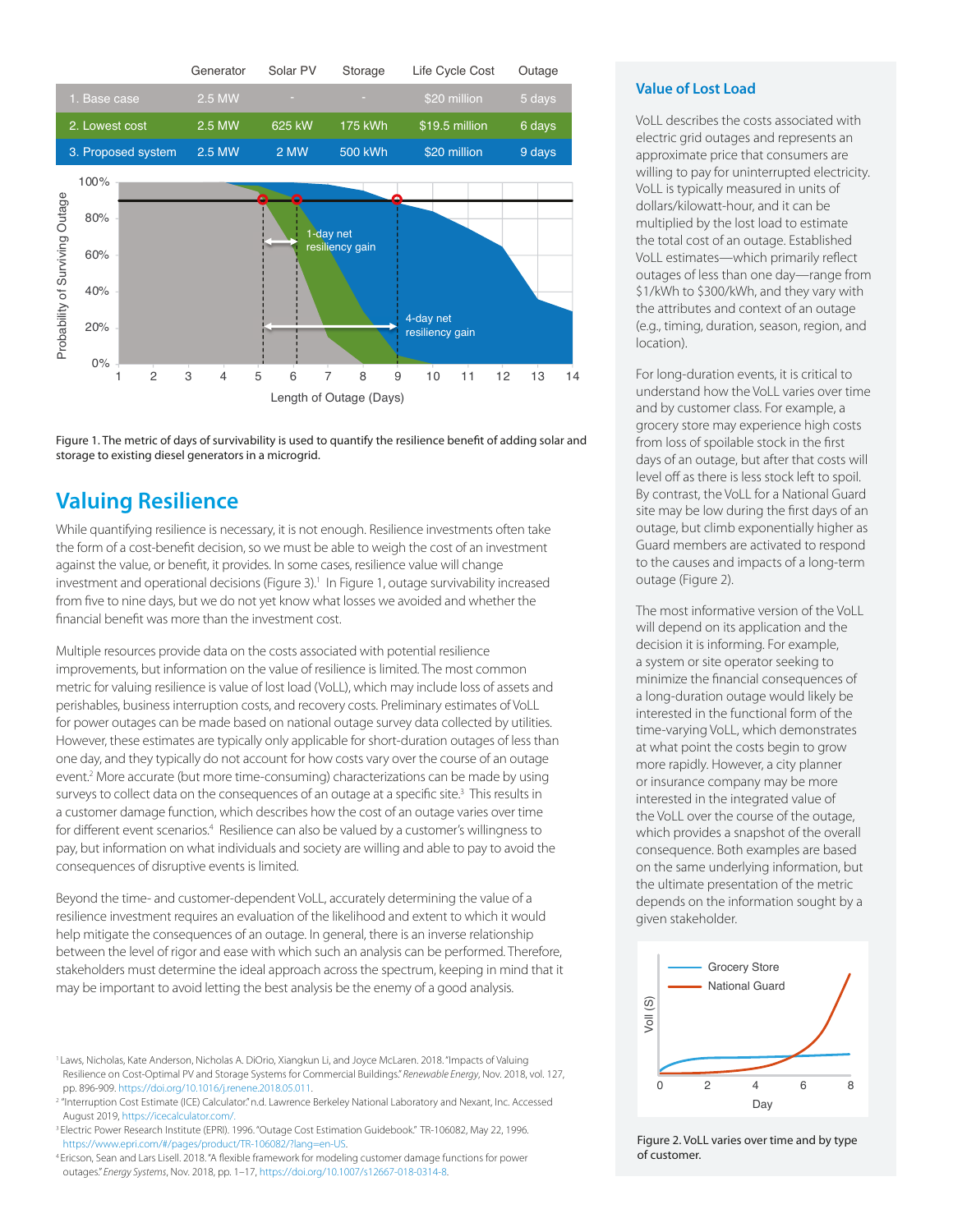| | Generator | Solar PV | Storage | Life Cycle Cost | Outage |
|---|---|---|---|---|---|
| 1. Base case | 2.5 MW | - | - | $20 million | 5 days |
| 2. Lowest cost | 2.5 MW | 625 kW | 175 kWh | $19.5 million | 6 days |
| 3. Proposed system | 2.5 MW | 2 MW | 500 kWh | $20 million | 9 days |

Figure 1. The metric of days of survivability is used to quantify the resilience benefit of adding solar and storage to existing diesel generators in a microgrid.

## Valuing Resilience

While quantifying resilience is necessary, it is not enough. Resilience investments often take the form of a cost-benefit decision, so we must be able to weigh the cost of an investment against the value, or benefit, it provides. In some cases, resilience value will change investment and operational decisions (Figure 3).[1] In Figure 1, outage survivability increased from five to nine days, but we do not yet know what losses we avoided and whether the financial benefit was more than the investment cost.

Multiple resources provide data on the costs associated with potential resilience improvements, but information on the value of resilience is limited. The most common metric for valuing resilience is value of lost load (VoLL), which may include loss of assets and perishables, business interruption costs, and recovery costs. Preliminary estimates of VoLL for power outages can be made based on national outage survey data collected by utilities. However, these estimates are typically only applicable for short-duration outages of less than one day, and they typically do not account for how costs vary over the course of an outage event.[2] More accurate (but more time-consuming) characterizations can be made by using surveys to collect data on the consequences of an outage at a specific site.[3] This results in a customer damage function, which describes how the cost of an outage varies over time for different event scenarios.[4] Resilience can also be valued by a customer's willingness to pay, but information on what individuals and society are willing and able to pay to avoid the consequences of disruptive events is limited.

Beyond the time- and customer-dependent VoLL, accurately determining the value of a resilience investment requires an evaluation of the likelihood and extent to which it would help mitigate the consequences of an outage. In general, there is an inverse relationship between the level of rigor and ease with which such an analysis can be performed. Therefore, stakeholders must determine the ideal approach across the spectrum, keeping in mind that it may be important to avoid letting the best analysis be the enemy of a good analysis.

### Value of Lost Load

VoLL describes the costs associated with electric grid outages and represents an approximate price that consumers are willing to pay for uninterrupted electricity. VoLL is typically measured in units of dollars/kilowatt-hour, and it can be multiplied by the lost load to estimate the total cost of an outage. Established VoLL estimates—which primarily reflect outages of less than one day—range from $1/kWh to $300/kWh, and they vary with the attributes and context of an outage (e.g., timing, duration, season, region, and location).

For long-duration events, it is critical to understand how the VoLL varies over time and by customer class. For example, a grocery store may experience high costs from loss of spoilable stock in the first days of an outage, but after that costs will level off as there is less stock left to spoil. By contrast, the VoLL for a National Guard site may be low during the first days of an outage, but climb exponentially higher as Guard members are activated to respond to the causes and impacts of a long-term outage (Figure 2).

The most informative version of the VoLL will depend on its application and the decision it is informing. For example, a system or site operator seeking to minimize the financial consequences of a long-duration outage would likely be interested in the functional form of the time-varying VoLL, which demonstrates at what point the costs begin to grow more rapidly. However, a city planner or insurance company may be more interested in the integrated value of the VoLL over the course of the outage, which provides a snapshot of the overall consequence. Both examples are based on the same underlying information, but the ultimate presentation of the metric depends on the information sought by a given stakeholder.

Figure 2. VoLL varies over time and by type of customer.

[1] Laws, Nicholas, Kate Anderson, Nicholas A. DiOrio, Xiangkun Li, and Joyce McLaren. 2018. "Impacts of Valuing Resilience on Cost-Optimal PV and Storage Systems for Commercial Buildings." *Renewable Energy*, Nov. 2018, vol. 127, pp. 896-909. https://doi.org/10.1016/j.renene.2018.05.011.

[2] "Interruption Cost Estimate (ICE) Calculator." n.d. Lawrence Berkeley National Laboratory and Nexant, Inc. Accessed August 2019, https://icecalculator.com/.

[3] Electric Power Research Institute (EPRI). 1996. "Outage Cost Estimation Guidebook." TR-106082, May 22, 1996. https://www.epri.com/#/pages/product/TR-106082/?lang=en-US.

[4] Ericson, Sean and Lars Lisell. 2018. "A flexible framework for modeling customer damage functions for power outages." *Energy Systems*, Nov. 2018, pp. 1–17, https://doi.org/10.1007/s12667-018-0314-8.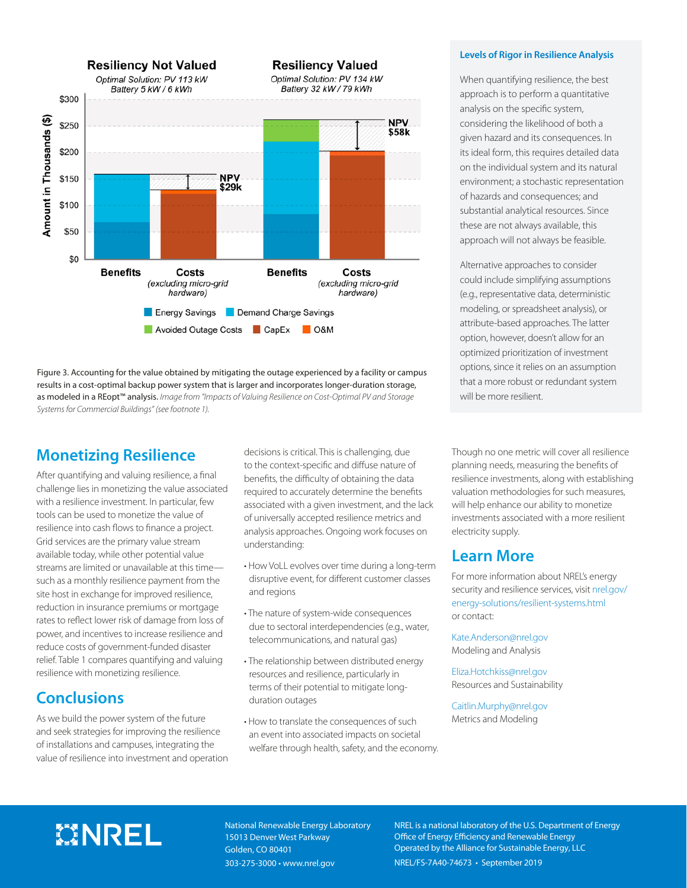Resiliency Not Valued

*Optimal Solution: PV 113 kW*
*Battery 5 kW / 6 kWh*

Resiliency Valued

*Optimal Solution: PV 134 kW*
*Battery 32 kW / 79 kWh*

Amount in Thousands ($)

$300
$250
$200
$150
$100
$50
$0

NPV $29k

NPV $58k

Benefits

Costs *(excluding micro-grid hardware)*

Benefits

Costs *(excluding micro-grid hardware)*

Energy Savings
Demand Charge Savings
Avoided Outage Costs
CapEx
O&M

Figure 3. Accounting for the value obtained by mitigating the outage experienced by a facility or campus results in a cost-optimal backup power system that is larger and incorporates longer-duration storage, as modeled in a REopt™ analysis. *Image from "Impacts of Valuing Resilience on Cost-Optimal PV and Storage Systems for Commercial Buildings" (see footnote 1).*

### Levels of Rigor in Resilience Analysis

When quantifying resilience, the best approach is to perform a quantitative analysis on the specific system, considering the likelihood of both a given hazard and its consequences. In its ideal form, this requires detailed data on the individual system and its natural environment; a stochastic representation of hazards and consequences; and substantial analytical resources. Since these are not always available, this approach will not always be feasible.

Alternative approaches to consider could include simplifying assumptions (e.g., representative data, deterministic modeling, or spreadsheet analysis), or attribute-based approaches. The latter option, however, doesn't allow for an optimized prioritization of investment options, since it relies on an assumption that a more robust or redundant system will be more resilient.

## Monetizing Resilience

After quantifying and valuing resilience, a final challenge lies in monetizing the value associated with a resilience investment. In particular, few tools can be used to monetize the value of resilience into cash flows to finance a project. Grid services are the primary value stream available today, while other potential value streams are limited or unavailable at this time—such as a monthly resilience payment from the site host in exchange for improved resilience, reduction in insurance premiums or mortgage rates to reflect lower risk of damage from loss of power, and incentives to increase resilience and reduce costs of government-funded disaster relief. Table 1 compares quantifying and valuing resilience with monetizing resilience.

## Conclusions

As we build the power system of the future and seek strategies for improving the resilience of installations and campuses, integrating the value of resilience into investment and operation decisions is critical. This is challenging, due to the context-specific and diffuse nature of benefits, the difficulty of obtaining the data required to accurately determine the benefits associated with a given investment, and the lack of universally accepted resilience metrics and analysis approaches. Ongoing work focuses on understanding:

- How VoLL evolves over time during a long-term disruptive event, for different customer classes and regions
- The nature of system-wide consequences due to sectoral interdependencies (e.g., water, telecommunications, and natural gas)
- The relationship between distributed energy resources and resilience, particularly in terms of their potential to mitigate long-duration outages
- How to translate the consequences of such an event into associated impacts on societal welfare through health, safety, and the economy.

Though no one metric will cover all resilience planning needs, measuring the benefits of resilience investments, along with establishing valuation methodologies for such measures, will help enhance our ability to monetize investments associated with a more resilient electricity supply.

## Learn More

For more information about NREL's energy security and resilience services, visit nrel.gov/energy-solutions/resilient-systems.html or contact:

Kate.Anderson@nrel.gov
Modeling and Analysis

Eliza.Hotchkiss@nrel.gov
Resources and Sustainability

Caitlin.Murphy@nrel.gov
Metrics and Modeling

NREL

National Renewable Energy Laboratory
15013 Denver West Parkway
Golden, CO 80401
303-275-3000 • www.nrel.gov

NREL is a national laboratory of the U.S. Department of Energy
Office of Energy Efficiency and Renewable Energy
Operated by the Alliance for Sustainable Energy, LLC

NREL/FS-7A40-74673 • September 2019